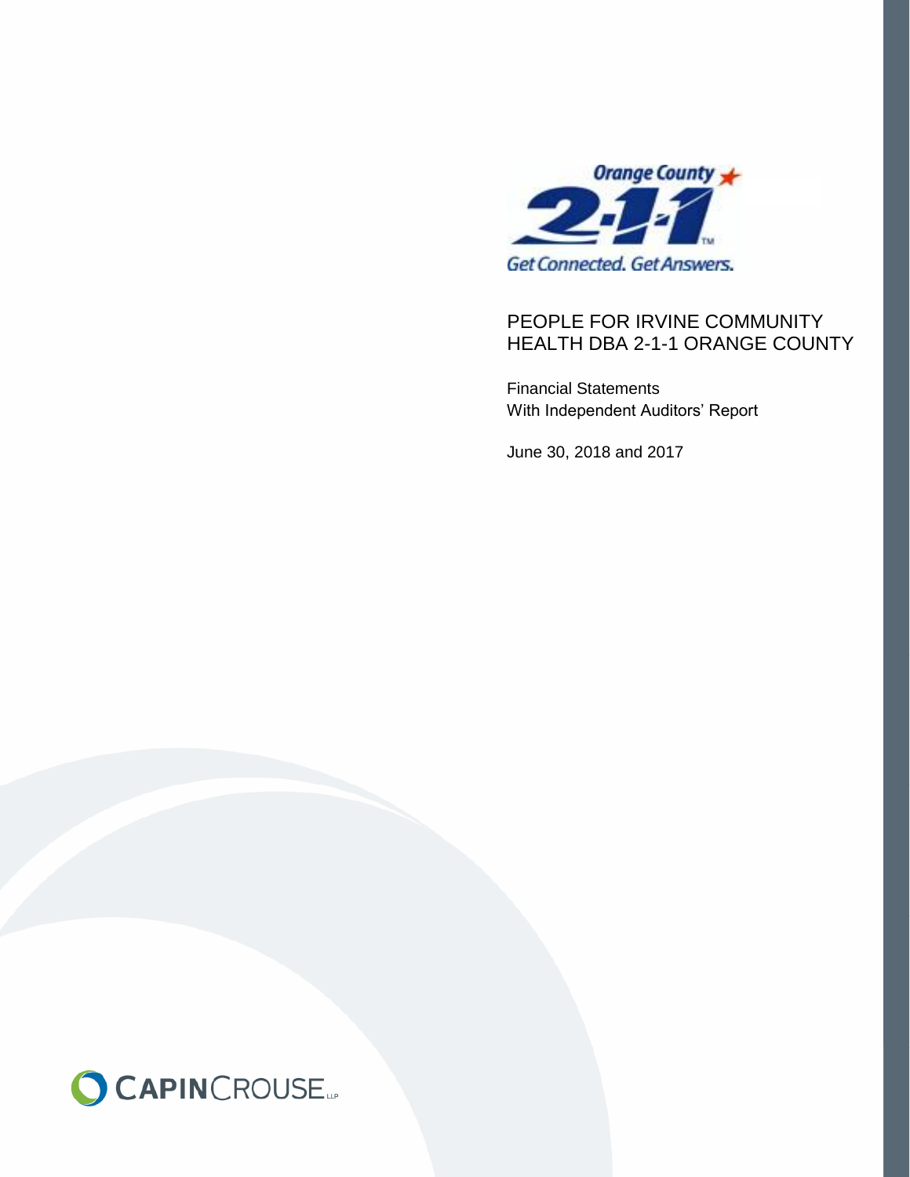Orange County 2-1-1

Get Connected. Get Answers.

# PEOPLE FOR IRVINE COMMUNITY HEALTH DBA 2-1-1 ORANGE COUNTY

Financial Statements
With Independent Auditors' Report

June 30, 2018 and 2017

CAPINCROUSE LLP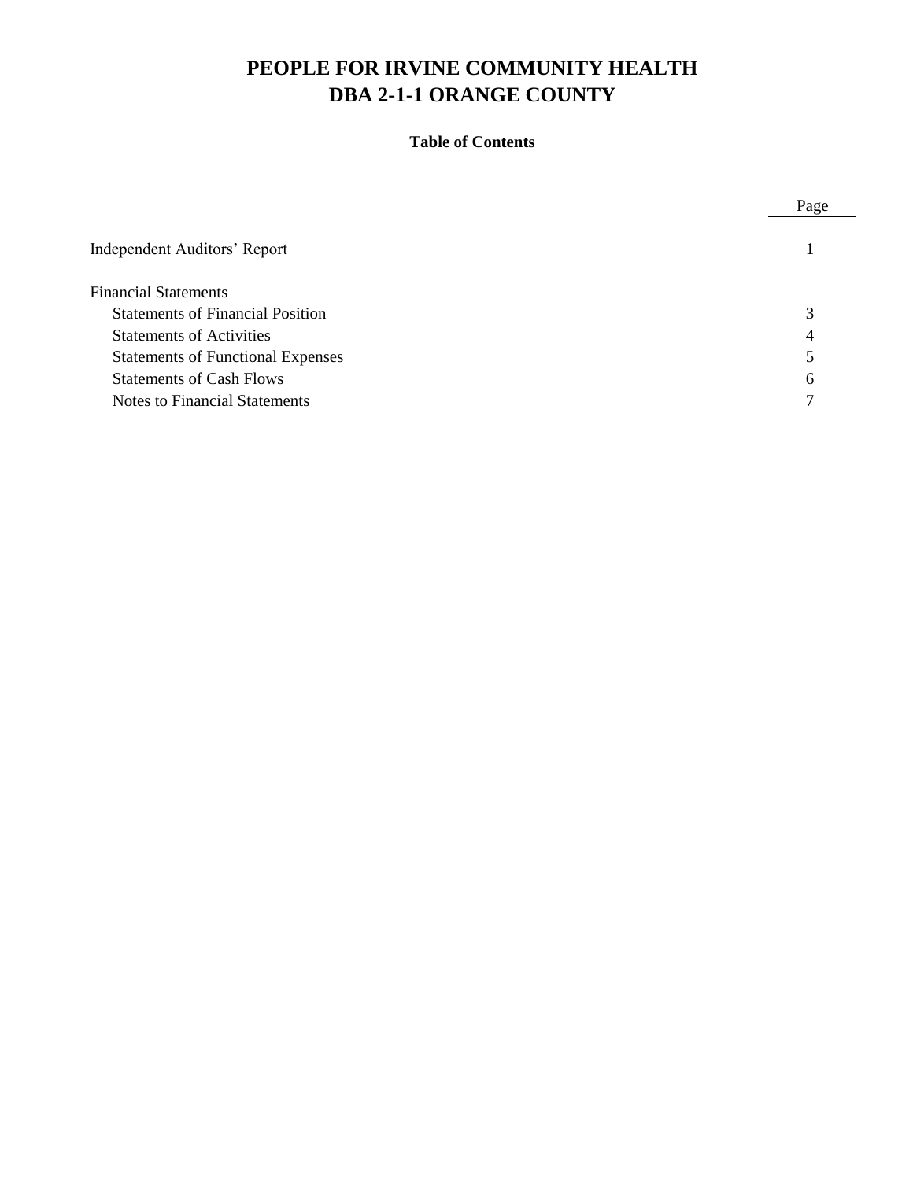# PEOPLE FOR IRVINE COMMUNITY HEALTH
# DBA 2-1-1 ORANGE COUNTY

**Table of Contents**

| | Page |
|---|---|
| Independent Auditors' Report | 1 |
| Financial Statements | |
| Statements of Financial Position | 3 |
| Statements of Activities | 4 |
| Statements of Functional Expenses | 5 |
| Statements of Cash Flows | 6 |
| Notes to Financial Statements | 7 |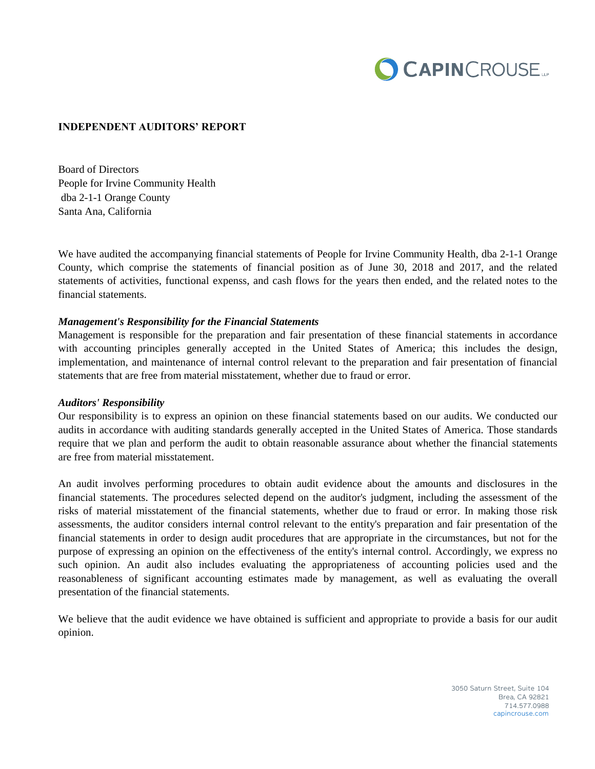CAPINCROUSE LLP

## INDEPENDENT AUDITORS' REPORT

Board of Directors
People for Irvine Community Health
dba 2-1-1 Orange County
Santa Ana, California

We have audited the accompanying financial statements of People for Irvine Community Health, dba 2-1-1 Orange County, which comprise the statements of financial position as of June 30, 2018 and 2017, and the related statements of activities, functional expenss, and cash flows for the years then ended, and the related notes to the financial statements.

***Management's Responsibility for the Financial Statements***

Management is responsible for the preparation and fair presentation of these financial statements in accordance with accounting principles generally accepted in the United States of America; this includes the design, implementation, and maintenance of internal control relevant to the preparation and fair presentation of financial statements that are free from material misstatement, whether due to fraud or error.

***Auditors' Responsibility***

Our responsibility is to express an opinion on these financial statements based on our audits. We conducted our audits in accordance with auditing standards generally accepted in the United States of America. Those standards require that we plan and perform the audit to obtain reasonable assurance about whether the financial statements are free from material misstatement.

An audit involves performing procedures to obtain audit evidence about the amounts and disclosures in the financial statements. The procedures selected depend on the auditor's judgment, including the assessment of the risks of material misstatement of the financial statements, whether due to fraud or error. In making those risk assessments, the auditor considers internal control relevant to the entity's preparation and fair presentation of the financial statements in order to design audit procedures that are appropriate in the circumstances, but not for the purpose of expressing an opinion on the effectiveness of the entity's internal control. Accordingly, we express no such opinion. An audit also includes evaluating the appropriateness of accounting policies used and the reasonableness of significant accounting estimates made by management, as well as evaluating the overall presentation of the financial statements.

We believe that the audit evidence we have obtained is sufficient and appropriate to provide a basis for our audit opinion.

3050 Saturn Street, Suite 104
Brea, CA 92821
714.577.0988
capincrouse.com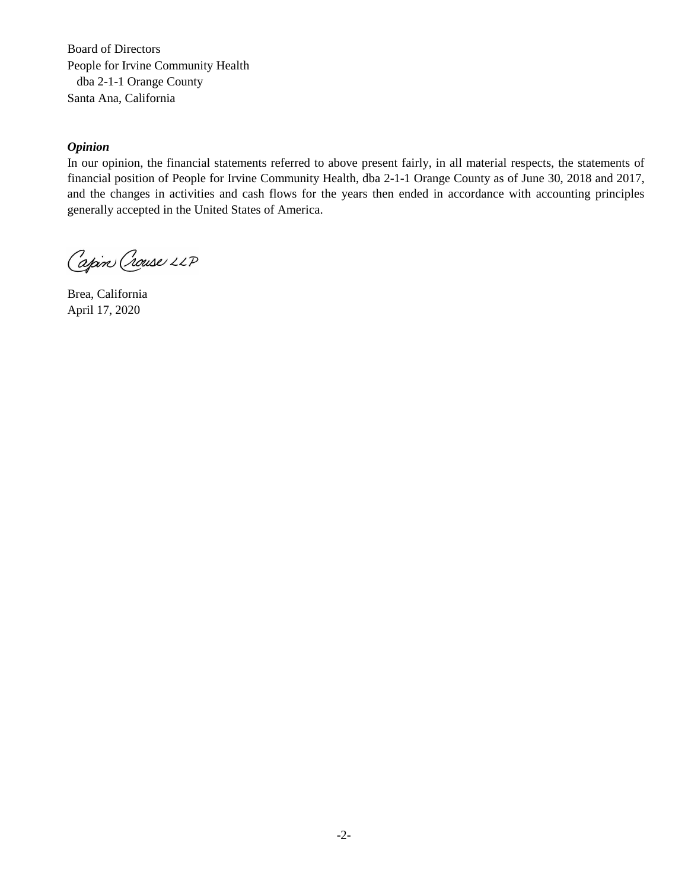Board of Directors
People for Irvine Community Health
dba 2-1-1 Orange County
Santa Ana, California

***Opinion***

In our opinion, the financial statements referred to above present fairly, in all material respects, the statements of financial position of People for Irvine Community Health, dba 2-1-1 Orange County as of June 30, 2018 and 2017, and the changes in activities and cash flows for the years then ended in accordance with accounting principles generally accepted in the United States of America.

Capin Crouse LLP

Brea, California
April 17, 2020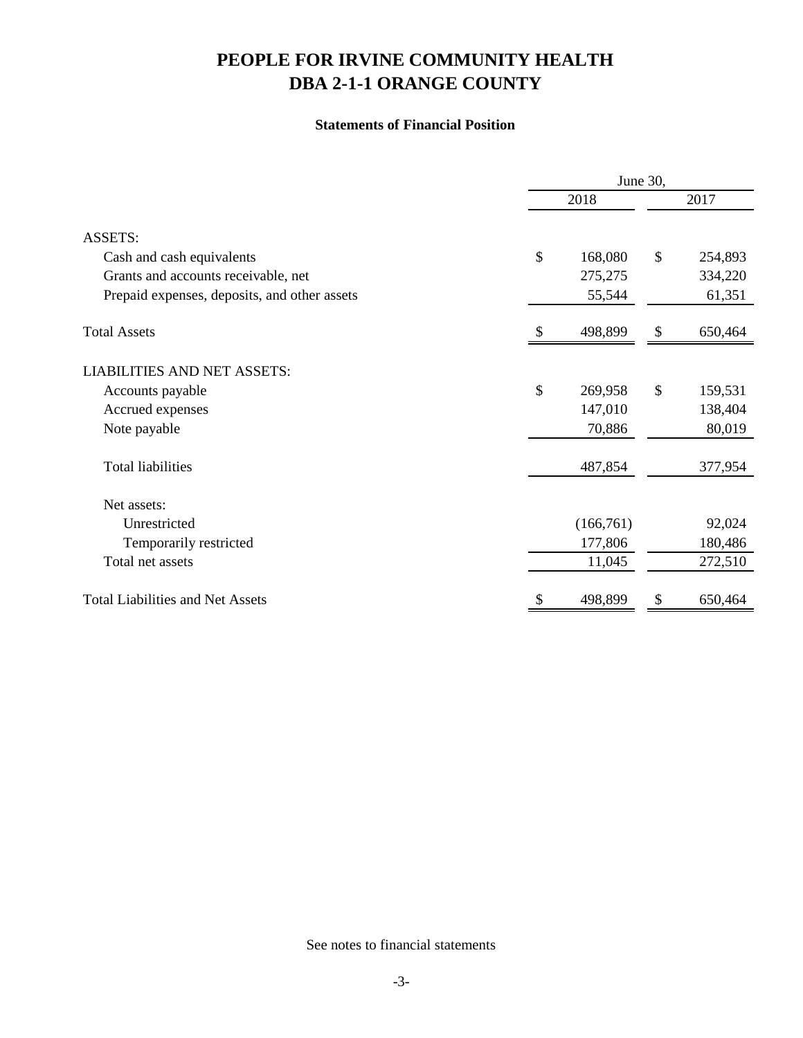# PEOPLE FOR IRVINE COMMUNITY HEALTH
# DBA 2-1-1 ORANGE COUNTY

### Statements of Financial Position

| | June 30, | |
|---|---|---|
| | 2018 | 2017 |
| **ASSETS:** | | |
| Cash and cash equivalents | $ 168,080 | $ 254,893 |
| Grants and accounts receivable, net | 275,275 | 334,220 |
| Prepaid expenses, deposits, and other assets | 55,544 | 61,351 |
| **Total Assets** | $ 498,899 | $ 650,464 |
| **LIABILITIES AND NET ASSETS:** | | |
| Accounts payable | $ 269,958 | $ 159,531 |
| Accrued expenses | 147,010 | 138,404 |
| Note payable | 70,886 | 80,019 |
| Total liabilities | 487,854 | 377,954 |
| Net assets: | | |
| Unrestricted | (166,761) | 92,024 |
| Temporarily restricted | 177,806 | 180,486 |
| Total net assets | 11,045 | 272,510 |
| **Total Liabilities and Net Assets** | $ 498,899 | $ 650,464 |

See notes to financial statements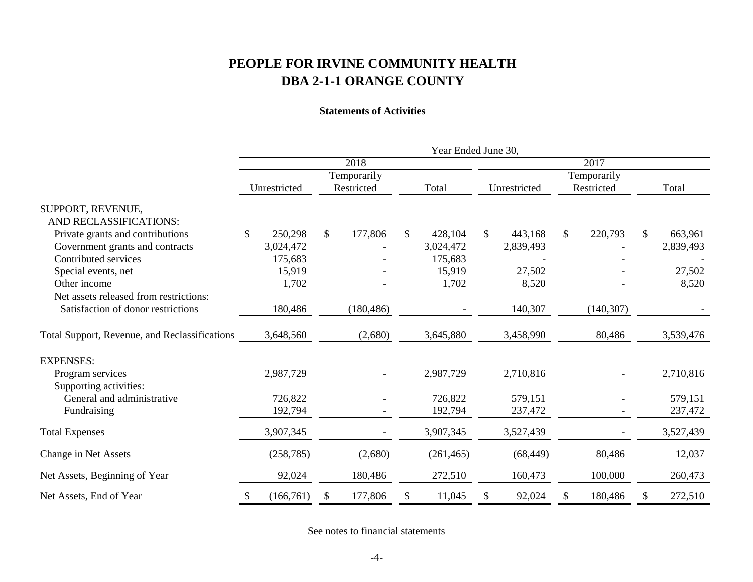# PEOPLE FOR IRVINE COMMUNITY HEALTH
# DBA 2-1-1 ORANGE COUNTY

**Statements of Activities**

| | Year Ended June 30, | | | | | |
|---|---|---|---|---|---|---|
| | 2018 | | | 2017 | | |
| | Unrestricted | Temporarily Restricted | Total | Unrestricted | Temporarily Restricted | Total |
| SUPPORT, REVENUE, AND RECLASSIFICATIONS: | | | | | | |
| Private grants and contributions | $ 250,298 | $ 177,806 | $ 428,104 | $ 443,168 | $ 220,793 | $ 663,961 |
| Government grants and contracts | 3,024,472 | - | 3,024,472 | 2,839,493 | - | 2,839,493 |
| Contributed services | 175,683 | - | 175,683 | - | - | - |
| Special events, net | 15,919 | - | 15,919 | 27,502 | - | 27,502 |
| Other income | 1,702 | - | 1,702 | 8,520 | - | 8,520 |
| Net assets released from restrictions: | | | | | | |
| Satisfaction of donor restrictions | 180,486 | (180,486) | - | 140,307 | (140,307) | - |
| Total Support, Revenue, and Reclassifications | 3,648,560 | (2,680) | 3,645,880 | 3,458,990 | 80,486 | 3,539,476 |
| EXPENSES: | | | | | | |
| Program services | 2,987,729 | - | 2,987,729 | 2,710,816 | - | 2,710,816 |
| Supporting activities: | | | | | | |
| General and administrative | 726,822 | - | 726,822 | 579,151 | - | 579,151 |
| Fundraising | 192,794 | - | 192,794 | 237,472 | - | 237,472 |
| Total Expenses | 3,907,345 | - | 3,907,345 | 3,527,439 | - | 3,527,439 |
| Change in Net Assets | (258,785) | (2,680) | (261,465) | (68,449) | 80,486 | 12,037 |
| Net Assets, Beginning of Year | 92,024 | 180,486 | 272,510 | 160,473 | 100,000 | 260,473 |
| Net Assets, End of Year | $ (166,761) | $ 177,806 | $ 11,045 | $ 92,024 | $ 180,486 | $ 272,510 |

See notes to financial statements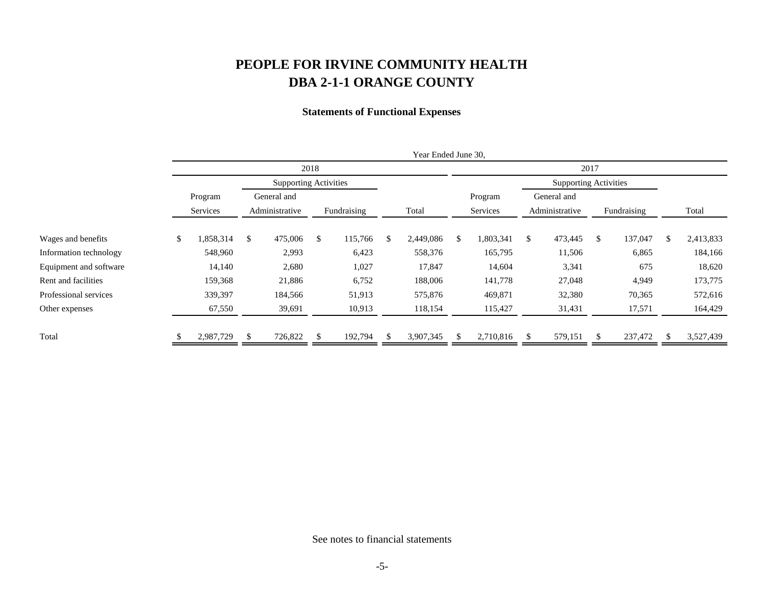# PEOPLE FOR IRVINE COMMUNITY HEALTH
# DBA 2-1-1 ORANGE COUNTY

### Statements of Functional Expenses

| | Year Ended June 30, | | | | | | | |
|---|---|---|---|---|---|---|---|---|
| | 2018 | | | | 2017 | | | |
| | | Supporting Activities | | | | Supporting Activities | | |
| | Program Services | General and Administrative | Fundraising | Total | Program Services | General and Administrative | Fundraising | Total |
| Wages and benefits | $ 1,858,314 | $ 475,006 | $ 115,766 | $ 2,449,086 | $ 1,803,341 | $ 473,445 | $ 137,047 | $ 2,413,833 |
| Information technology | 548,960 | 2,993 | 6,423 | 558,376 | 165,795 | 11,506 | 6,865 | 184,166 |
| Equipment and software | 14,140 | 2,680 | 1,027 | 17,847 | 14,604 | 3,341 | 675 | 18,620 |
| Rent and facilities | 159,368 | 21,886 | 6,752 | 188,006 | 141,778 | 27,048 | 4,949 | 173,775 |
| Professional services | 339,397 | 184,566 | 51,913 | 575,876 | 469,871 | 32,380 | 70,365 | 572,616 |
| Other expenses | 67,550 | 39,691 | 10,913 | 118,154 | 115,427 | 31,431 | 17,571 | 164,429 |
| Total | $ 2,987,729 | $ 726,822 | $ 192,794 | $ 3,907,345 | $ 2,710,816 | $ 579,151 | $ 237,472 | $ 3,527,439 |

See notes to financial statements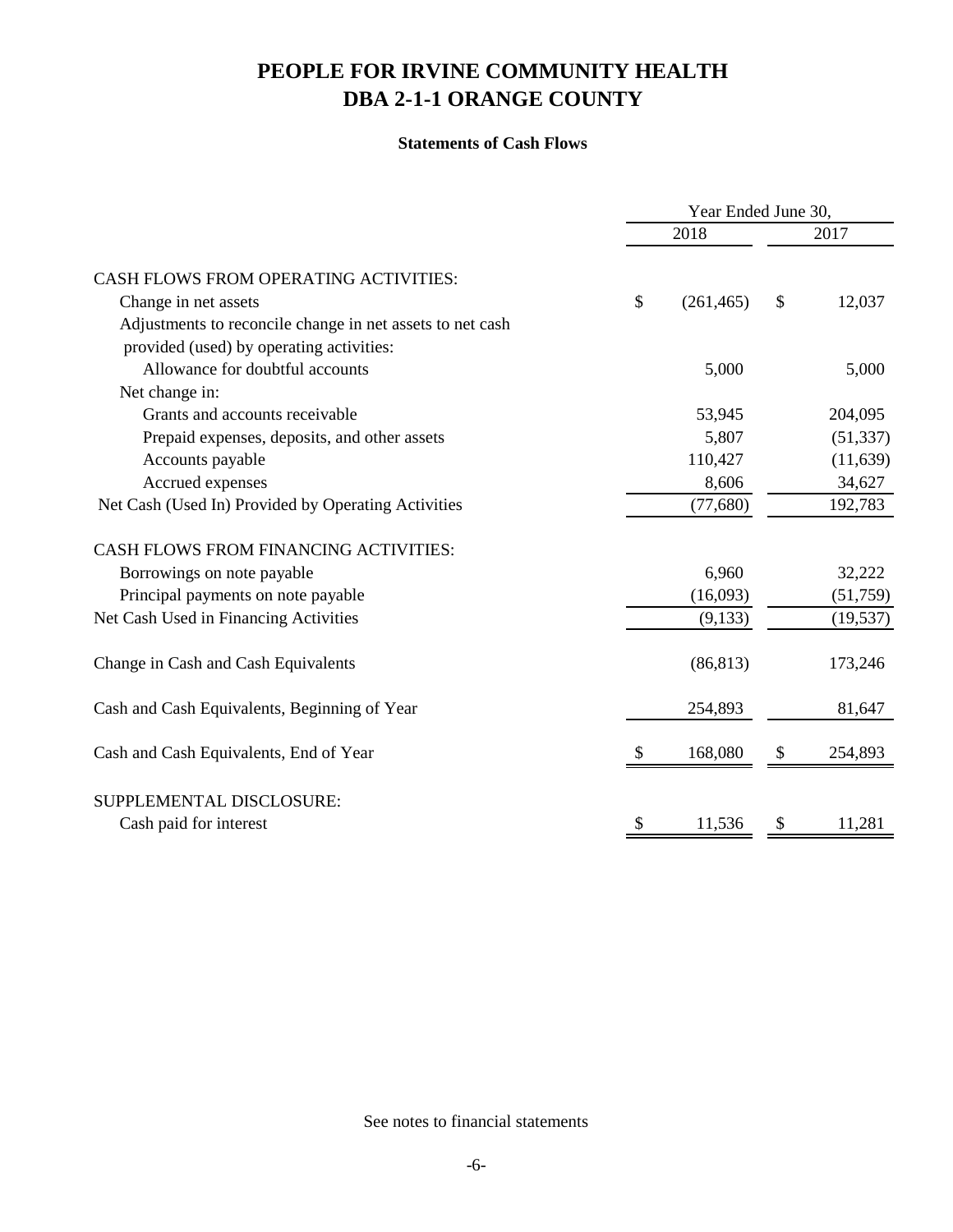# PEOPLE FOR IRVINE COMMUNITY HEALTH
# DBA 2-1-1 ORANGE COUNTY

### Statements of Cash Flows

| | Year Ended June 30, | |
|---|---|---|
| | 2018 | 2017 |
| CASH FLOWS FROM OPERATING ACTIVITIES: | | |
| Change in net assets | $ (261,465) | $ 12,037 |
| Adjustments to reconcile change in net assets to net cash provided (used) by operating activities: | | |
| Allowance for doubtful accounts | 5,000 | 5,000 |
| Net change in: | | |
| Grants and accounts receivable | 53,945 | 204,095 |
| Prepaid expenses, deposits, and other assets | 5,807 | (51,337) |
| Accounts payable | 110,427 | (11,639) |
| Accrued expenses | 8,606 | 34,627 |
| Net Cash (Used In) Provided by Operating Activities | (77,680) | 192,783 |
| CASH FLOWS FROM FINANCING ACTIVITIES: | | |
| Borrowings on note payable | 6,960 | 32,222 |
| Principal payments on note payable | (16,093) | (51,759) |
| Net Cash Used in Financing Activities | (9,133) | (19,537) |
| Change in Cash and Cash Equivalents | (86,813) | 173,246 |
| Cash and Cash Equivalents, Beginning of Year | 254,893 | 81,647 |
| Cash and Cash Equivalents, End of Year | $ 168,080 | $ 254,893 |
| SUPPLEMENTAL DISCLOSURE: | | |
| Cash paid for interest | $ 11,536 | $ 11,281 |

See notes to financial statements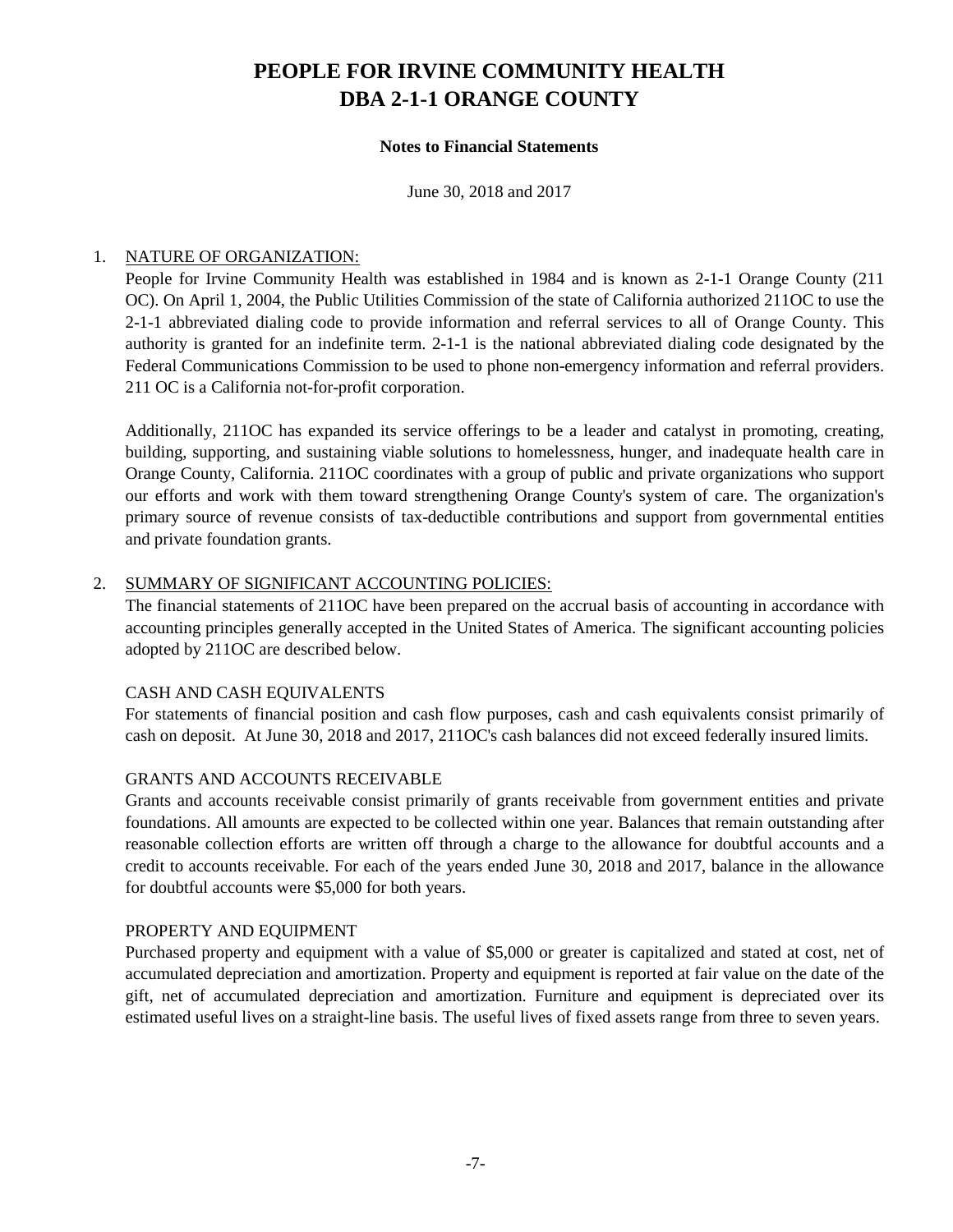# PEOPLE FOR IRVINE COMMUNITY HEALTH
# DBA 2-1-1 ORANGE COUNTY

**Notes to Financial Statements**

June 30, 2018 and 2017

1. NATURE OF ORGANIZATION:

   People for Irvine Community Health was established in 1984 and is known as 2-1-1 Orange County (211 OC). On April 1, 2004, the Public Utilities Commission of the state of California authorized 211OC to use the 2-1-1 abbreviated dialing code to provide information and referral services to all of Orange County. This authority is granted for an indefinite term. 2-1-1 is the national abbreviated dialing code designated by the Federal Communications Commission to be used to phone non-emergency information and referral providers. 211 OC is a California not-for-profit corporation.

   Additionally, 211OC has expanded its service offerings to be a leader and catalyst in promoting, creating, building, supporting, and sustaining viable solutions to homelessness, hunger, and inadequate health care in Orange County, California. 211OC coordinates with a group of public and private organizations who support our efforts and work with them toward strengthening Orange County's system of care. The organization's primary source of revenue consists of tax-deductible contributions and support from governmental entities and private foundation grants.

2. SUMMARY OF SIGNIFICANT ACCOUNTING POLICIES:

   The financial statements of 211OC have been prepared on the accrual basis of accounting in accordance with accounting principles generally accepted in the United States of America. The significant accounting policies adopted by 211OC are described below.

   CASH AND CASH EQUIVALENTS

   For statements of financial position and cash flow purposes, cash and cash equivalents consist primarily of cash on deposit. At June 30, 2018 and 2017, 211OC's cash balances did not exceed federally insured limits.

   GRANTS AND ACCOUNTS RECEIVABLE

   Grants and accounts receivable consist primarily of grants receivable from government entities and private foundations. All amounts are expected to be collected within one year. Balances that remain outstanding after reasonable collection efforts are written off through a charge to the allowance for doubtful accounts and a credit to accounts receivable. For each of the years ended June 30, 2018 and 2017, balance in the allowance for doubtful accounts were $5,000 for both years.

   PROPERTY AND EQUIPMENT

   Purchased property and equipment with a value of $5,000 or greater is capitalized and stated at cost, net of accumulated depreciation and amortization. Property and equipment is reported at fair value on the date of the gift, net of accumulated depreciation and amortization. Furniture and equipment is depreciated over its estimated useful lives on a straight-line basis. The useful lives of fixed assets range from three to seven years.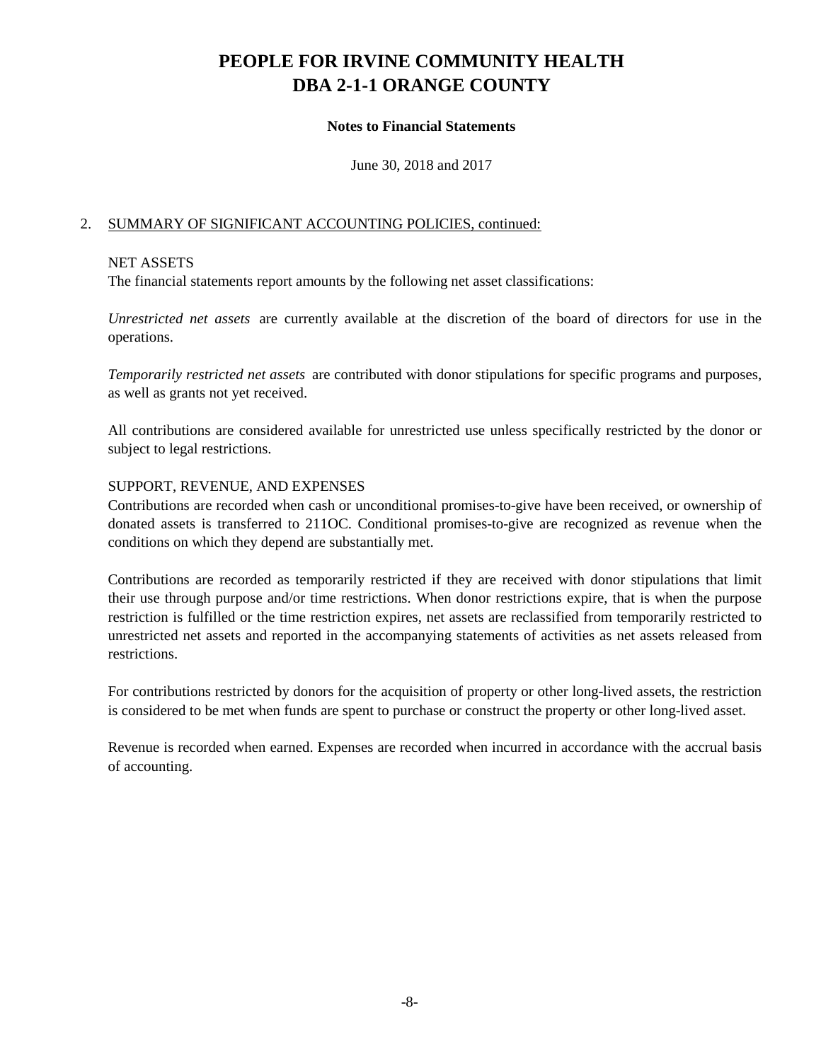# PEOPLE FOR IRVINE COMMUNITY HEALTH
# DBA 2-1-1 ORANGE COUNTY

**Notes to Financial Statements**

June 30, 2018 and 2017

2. SUMMARY OF SIGNIFICANT ACCOUNTING POLICIES, continued:

NET ASSETS

The financial statements report amounts by the following net asset classifications:

*Unrestricted net assets* are currently available at the discretion of the board of directors for use in the operations.

*Temporarily restricted net assets* are contributed with donor stipulations for specific programs and purposes, as well as grants not yet received.

All contributions are considered available for unrestricted use unless specifically restricted by the donor or subject to legal restrictions.

SUPPORT, REVENUE, AND EXPENSES

Contributions are recorded when cash or unconditional promises-to-give have been received, or ownership of donated assets is transferred to 211OC. Conditional promises-to-give are recognized as revenue when the conditions on which they depend are substantially met.

Contributions are recorded as temporarily restricted if they are received with donor stipulations that limit their use through purpose and/or time restrictions. When donor restrictions expire, that is when the purpose restriction is fulfilled or the time restriction expires, net assets are reclassified from temporarily restricted to unrestricted net assets and reported in the accompanying statements of activities as net assets released from restrictions.

For contributions restricted by donors for the acquisition of property or other long-lived assets, the restriction is considered to be met when funds are spent to purchase or construct the property or other long-lived asset.

Revenue is recorded when earned. Expenses are recorded when incurred in accordance with the accrual basis of accounting.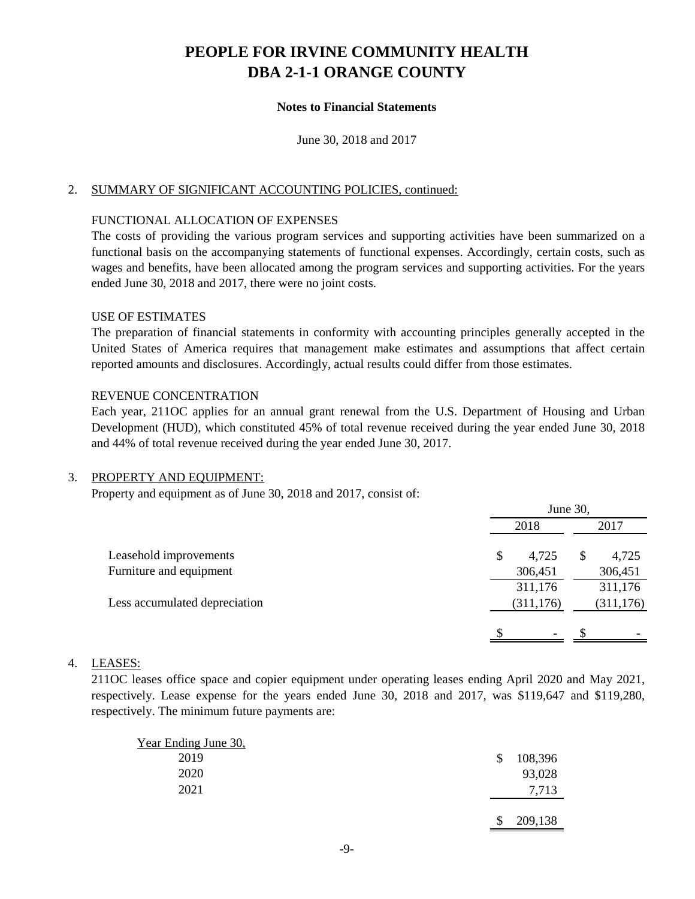# PEOPLE FOR IRVINE COMMUNITY HEALTH
# DBA 2-1-1 ORANGE COUNTY

**Notes to Financial Statements**

June 30, 2018 and 2017

2. SUMMARY OF SIGNIFICANT ACCOUNTING POLICIES, continued:

FUNCTIONAL ALLOCATION OF EXPENSES

The costs of providing the various program services and supporting activities have been summarized on a functional basis on the accompanying statements of functional expenses. Accordingly, certain costs, such as wages and benefits, have been allocated among the program services and supporting activities. For the years ended June 30, 2018 and 2017, there were no joint costs.

USE OF ESTIMATES

The preparation of financial statements in conformity with accounting principles generally accepted in the United States of America requires that management make estimates and assumptions that affect certain reported amounts and disclosures. Accordingly, actual results could differ from those estimates.

REVENUE CONCENTRATION

Each year, 211OC applies for an annual grant renewal from the U.S. Department of Housing and Urban Development (HUD), which constituted 45% of total revenue received during the year ended June 30, 2018 and 44% of total revenue received during the year ended June 30, 2017.

3. PROPERTY AND EQUIPMENT:

Property and equipment as of June 30, 2018 and 2017, consist of:

| | June 30, | |
|---|---|---|
| | 2018 | 2017 |
| Leasehold improvements | $ 4,725 | $ 4,725 |
| Furniture and equipment | 306,451 | 306,451 |
| | 311,176 | 311,176 |
| Less accumulated depreciation | (311,176) | (311,176) |
| | $ - | $ - |

4. LEASES:

211OC leases office space and copier equipment under operating leases ending April 2020 and May 2021, respectively. Lease expense for the years ended June 30, 2018 and 2017, was $119,647 and $119,280, respectively. The minimum future payments are:

| Year Ending June 30, | |
|---|---|
| 2019 | $ 108,396 |
| 2020 | 93,028 |
| 2021 | 7,713 |
| | $ 209,138 |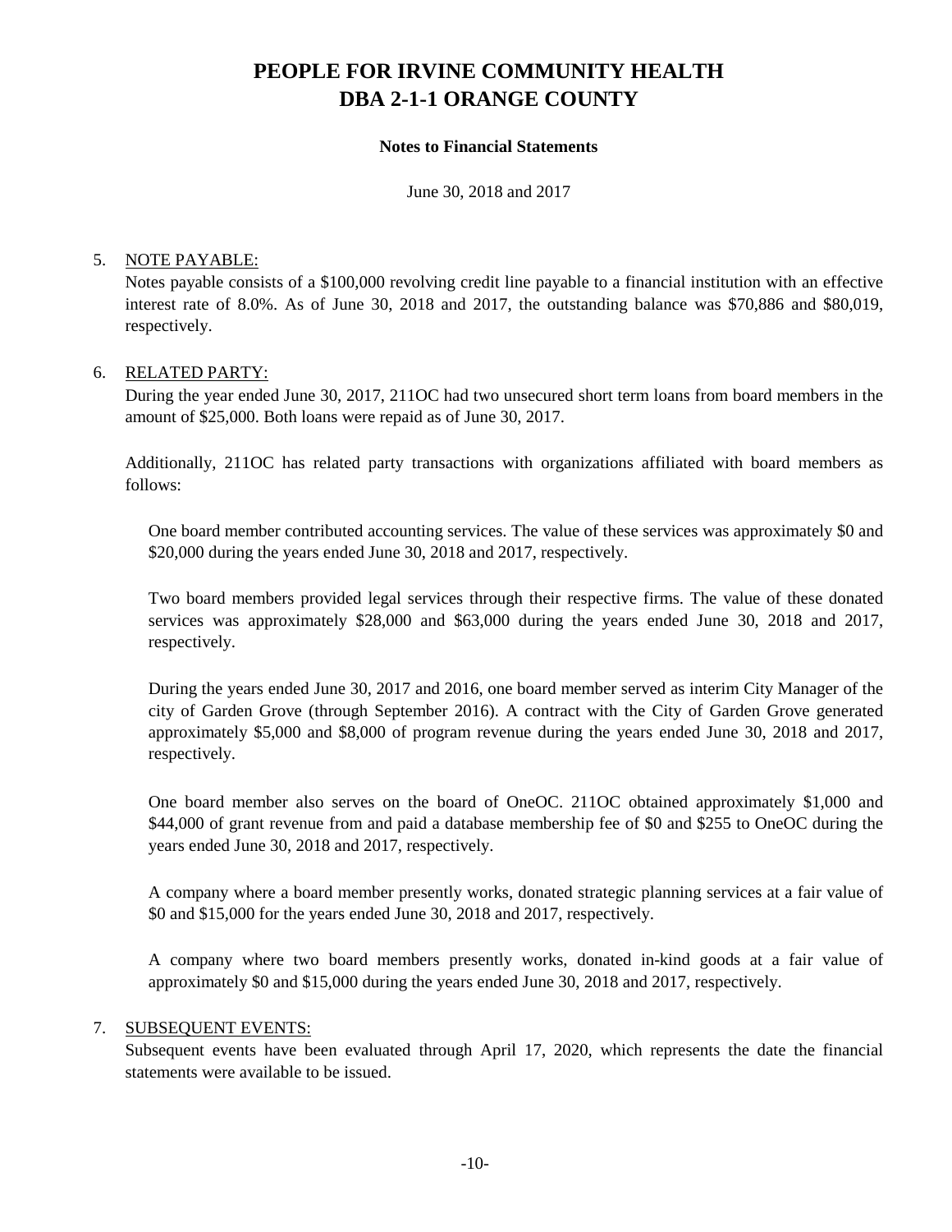# PEOPLE FOR IRVINE COMMUNITY HEALTH
# DBA 2-1-1 ORANGE COUNTY

**Notes to Financial Statements**

June 30, 2018 and 2017

5. NOTE PAYABLE:

   Notes payable consists of a $100,000 revolving credit line payable to a financial institution with an effective interest rate of 8.0%. As of June 30, 2018 and 2017, the outstanding balance was $70,886 and $80,019, respectively.

6. RELATED PARTY:

   During the year ended June 30, 2017, 211OC had two unsecured short term loans from board members in the amount of $25,000. Both loans were repaid as of June 30, 2017.

   Additionally, 211OC has related party transactions with organizations affiliated with board members as follows:

   One board member contributed accounting services. The value of these services was approximately $0 and $20,000 during the years ended June 30, 2018 and 2017, respectively.

   Two board members provided legal services through their respective firms. The value of these donated services was approximately $28,000 and $63,000 during the years ended June 30, 2018 and 2017, respectively.

   During the years ended June 30, 2017 and 2016, one board member served as interim City Manager of the city of Garden Grove (through September 2016). A contract with the City of Garden Grove generated approximately $5,000 and $8,000 of program revenue during the years ended June 30, 2018 and 2017, respectively.

   One board member also serves on the board of OneOC. 211OC obtained approximately $1,000 and $44,000 of grant revenue from and paid a database membership fee of $0 and $255 to OneOC during the years ended June 30, 2018 and 2017, respectively.

   A company where a board member presently works, donated strategic planning services at a fair value of $0 and $15,000 for the years ended June 30, 2018 and 2017, respectively.

   A company where two board members presently works, donated in-kind goods at a fair value of approximately $0 and $15,000 during the years ended June 30, 2018 and 2017, respectively.

7. SUBSEQUENT EVENTS:

   Subsequent events have been evaluated through April 17, 2020, which represents the date the financial statements were available to be issued.